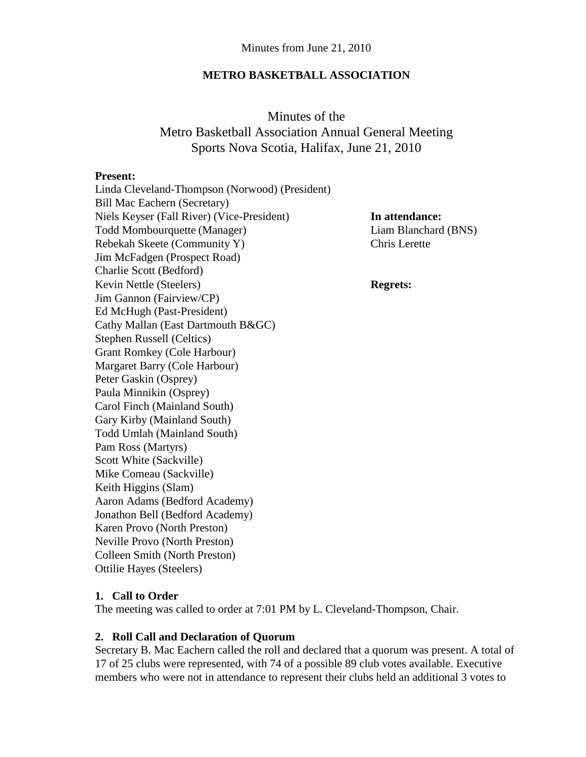Minutes from June 21, 2010

**METRO BASKETBALL ASSOCIATION**

# Minutes of the Metro Basketball Association Annual General Meeting Sports Nova Scotia, Halifax, June 21, 2010

**Present:**
Linda Cleveland-Thompson (Norwood) (President)
Bill Mac Eachern (Secretary)
Niels Keyser (Fall River) (Vice-President)
Todd Mombourquette (Manager)
Rebekah Skeete (Community Y)
Jim McFadgen (Prospect Road)
Charlie Scott (Bedford)
Kevin Nettle (Steelers)
Jim Gannon (Fairview/CP)
Ed McHugh (Past-President)
Cathy Mallan (East Dartmouth B&GC)
Stephen Russell (Celtics)
Grant Romkey (Cole Harbour)
Margaret Barry (Cole Harbour)
Peter Gaskin (Osprey)
Paula Minnikin (Osprey)
Carol Finch (Mainland South)
Gary Kirby (Mainland South)
Todd Umlah (Mainland South)
Pam Ross (Martyrs)
Scott White (Sackville)
Mike Comeau (Sackville)
Keith Higgins (Slam)
Aaron Adams (Bedford Academy)
Jonathon Bell (Bedford Academy)
Karen Provo (North Preston)
Neville Provo (North Preston)
Colleen Smith (North Preston)
Ottilie Hayes (Steelers)

**In attendance:**
Liam Blanchard (BNS)
Chris Lerette

**Regrets:**

**1. Call to Order**
The meeting was called to order at 7:01 PM by L. Cleveland-Thompson, Chair.

**2. Roll Call and Declaration of Quorum**
Secretary B. Mac Eachern called the roll and declared that a quorum was present. A total of 17 of 25 clubs were represented, with 74 of a possible 89 club votes available. Executive members who were not in attendance to represent their clubs held an additional 3 votes to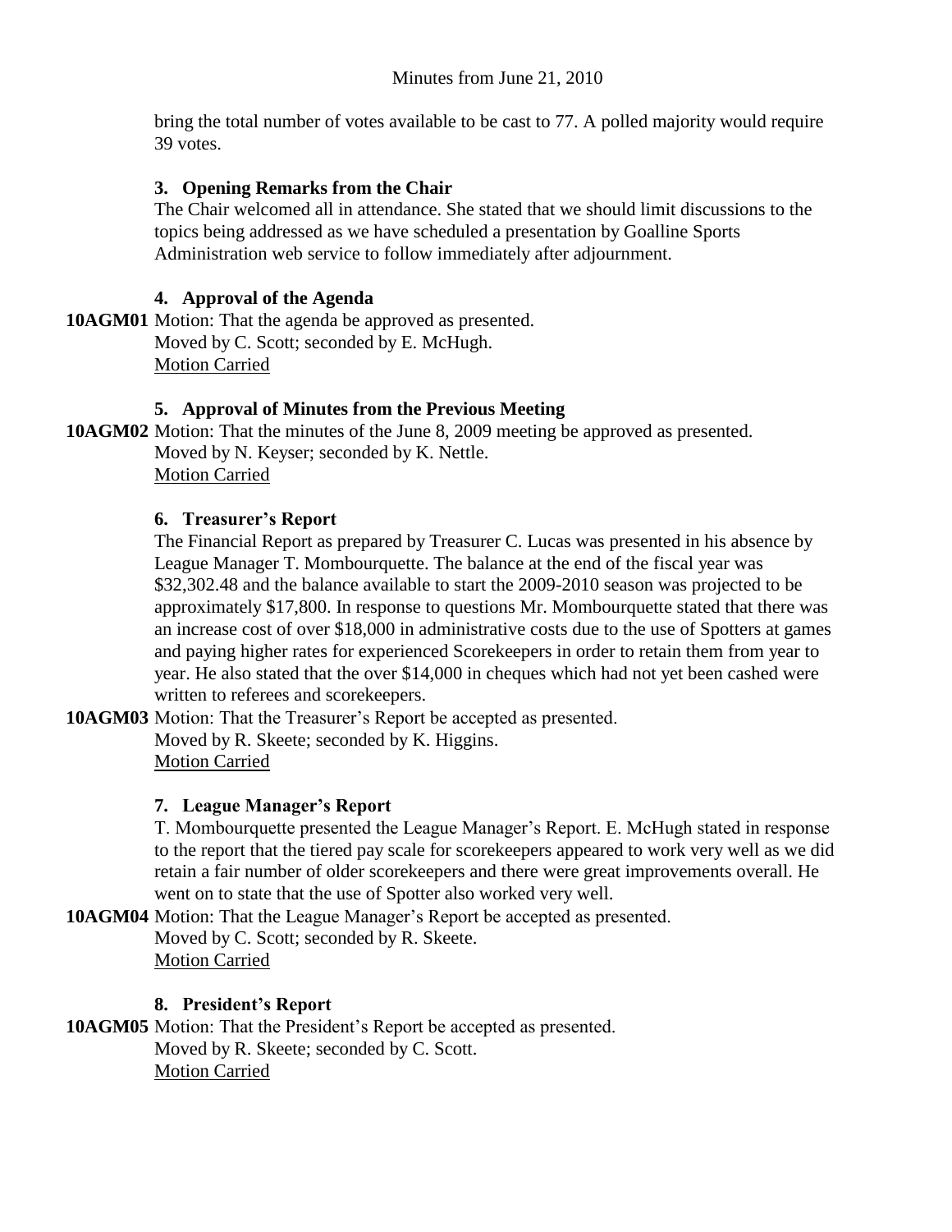bring the total number of votes available to be cast to 77. A polled majority would require 39 votes.

### 3. Opening Remarks from the Chair

The Chair welcomed all in attendance. She stated that we should limit discussions to the topics being addressed as we have scheduled a presentation by Goalline Sports Administration web service to follow immediately after adjournment.

### 4. Approval of the Agenda

**10AGM01** Motion: That the agenda be approved as presented.
Moved by C. Scott; seconded by E. McHugh.
Motion Carried

### 5. Approval of Minutes from the Previous Meeting

**10AGM02** Motion: That the minutes of the June 8, 2009 meeting be approved as presented.
Moved by N. Keyser; seconded by K. Nettle.
Motion Carried

### 6. Treasurer's Report

The Financial Report as prepared by Treasurer C. Lucas was presented in his absence by League Manager T. Mombourquette. The balance at the end of the fiscal year was $32,302.48 and the balance available to start the 2009-2010 season was projected to be approximately $17,800. In response to questions Mr. Mombourquette stated that there was an increase cost of over $18,000 in administrative costs due to the use of Spotters at games and paying higher rates for experienced Scorekeepers in order to retain them from year to year. He also stated that the over $14,000 in cheques which had not yet been cashed were written to referees and scorekeepers.

**10AGM03** Motion: That the Treasurer's Report be accepted as presented.
Moved by R. Skeete; seconded by K. Higgins.
Motion Carried

### 7. League Manager's Report

T. Mombourquette presented the League Manager's Report. E. McHugh stated in response to the report that the tiered pay scale for scorekeepers appeared to work very well as we did retain a fair number of older scorekeepers and there were great improvements overall. He went on to state that the use of Spotter also worked very well.

**10AGM04** Motion: That the League Manager's Report be accepted as presented.
Moved by C. Scott; seconded by R. Skeete.
Motion Carried

### 8. President's Report

**10AGM05** Motion: That the President's Report be accepted as presented.
Moved by R. Skeete; seconded by C. Scott.
Motion Carried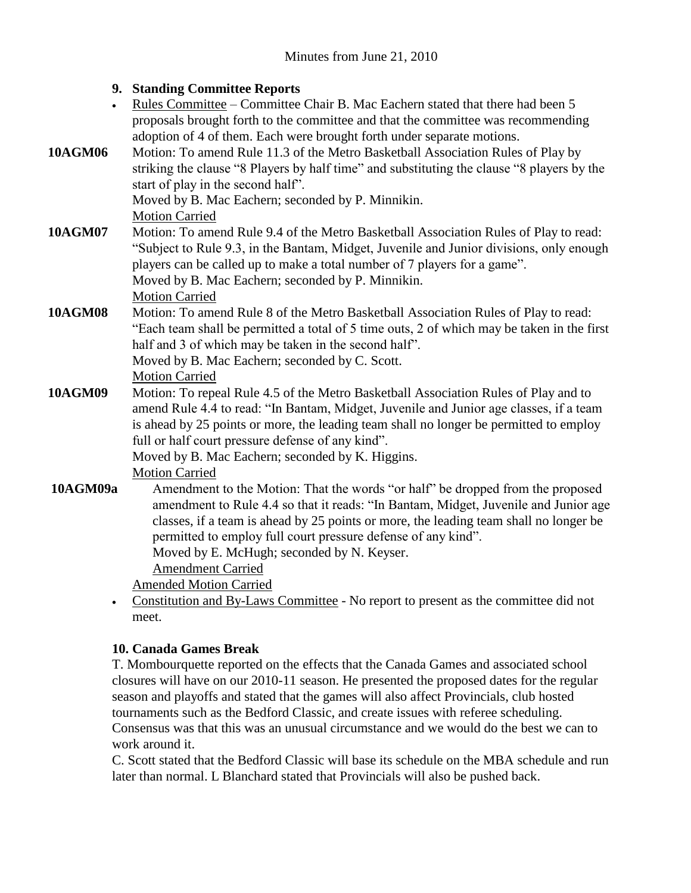Minutes from June 21, 2010

**9. Standing Committee Reports**

- Rules Committee – Committee Chair B. Mac Eachern stated that there had been 5 proposals brought forth to the committee and that the committee was recommending adoption of 4 of them. Each were brought forth under separate motions.

**10AGM06** Motion: To amend Rule 11.3 of the Metro Basketball Association Rules of Play by striking the clause "8 Players by half time" and substituting the clause "8 players by the start of play in the second half".
Moved by B. Mac Eachern; seconded by P. Minnikin.
Motion Carried

**10AGM07** Motion: To amend Rule 9.4 of the Metro Basketball Association Rules of Play to read: "Subject to Rule 9.3, in the Bantam, Midget, Juvenile and Junior divisions, only enough players can be called up to make a total number of 7 players for a game".
Moved by B. Mac Eachern; seconded by P. Minnikin.
Motion Carried

**10AGM08** Motion: To amend Rule 8 of the Metro Basketball Association Rules of Play to read: "Each team shall be permitted a total of 5 time outs, 2 of which may be taken in the first half and 3 of which may be taken in the second half".
Moved by B. Mac Eachern; seconded by C. Scott.
Motion Carried

**10AGM09** Motion: To repeal Rule 4.5 of the Metro Basketball Association Rules of Play and to amend Rule 4.4 to read: "In Bantam, Midget, Juvenile and Junior age classes, if a team is ahead by 25 points or more, the leading team shall no longer be permitted to employ full or half court pressure defense of any kind".
Moved by B. Mac Eachern; seconded by K. Higgins.
Motion Carried

**10AGM09a** Amendment to the Motion: That the words "or half" be dropped from the proposed amendment to Rule 4.4 so that it reads: "In Bantam, Midget, Juvenile and Junior age classes, if a team is ahead by 25 points or more, the leading team shall no longer be permitted to employ full court pressure defense of any kind".
Moved by E. McHugh; seconded by N. Keyser.
Amendment Carried

Amended Motion Carried

- Constitution and By-Laws Committee - No report to present as the committee did not meet.

**10. Canada Games Break**

T. Mombourquette reported on the effects that the Canada Games and associated school closures will have on our 2010-11 season. He presented the proposed dates for the regular season and playoffs and stated that the games will also affect Provincials, club hosted tournaments such as the Bedford Classic, and create issues with referee scheduling. Consensus was that this was an unusual circumstance and we would do the best we can to work around it.

C. Scott stated that the Bedford Classic will base its schedule on the MBA schedule and run later than normal. L Blanchard stated that Provincials will also be pushed back.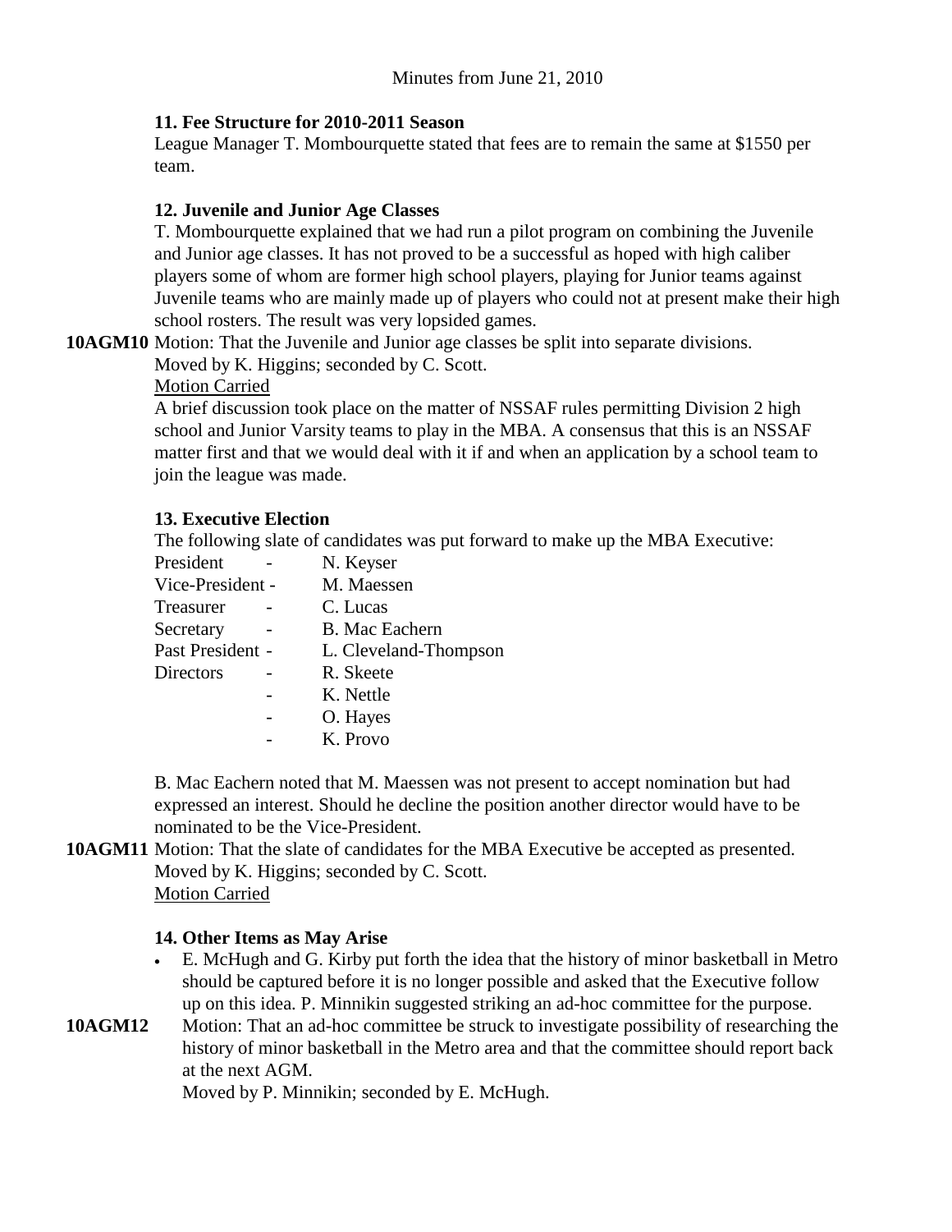### 11. Fee Structure for 2010-2011 Season

League Manager T. Mombourquette stated that fees are to remain the same at $1550 per team.

### 12. Juvenile and Junior Age Classes

T. Mombourquette explained that we had run a pilot program on combining the Juvenile and Junior age classes. It has not proved to be a successful as hoped with high caliber players some of whom are former high school players, playing for Junior teams against Juvenile teams who are mainly made up of players who could not at present make their high school rosters. The result was very lopsided games.

**10AGM10** Motion: That the Juvenile and Junior age classes be split into separate divisions.
Moved by K. Higgins; seconded by C. Scott.
Motion Carried

A brief discussion took place on the matter of NSSAF rules permitting Division 2 high school and Junior Varsity teams to play in the MBA. A consensus that this is an NSSAF matter first and that we would deal with it if and when an application by a school team to join the league was made.

### 13. Executive Election

The following slate of candidates was put forward to make up the MBA Executive:

| | | |
|---|---|---|
| President | - | N. Keyser |
| Vice-President | - | M. Maessen |
| Treasurer | - | C. Lucas |
| Secretary | - | B. Mac Eachern |
| Past President | - | L. Cleveland-Thompson |
| Directors | - | R. Skeete |
| | - | K. Nettle |
| | - | O. Hayes |
| | - | K. Provo |

B. Mac Eachern noted that M. Maessen was not present to accept nomination but had expressed an interest. Should he decline the position another director would have to be nominated to be the Vice-President.

**10AGM11** Motion: That the slate of candidates for the MBA Executive be accepted as presented.
Moved by K. Higgins; seconded by C. Scott.
Motion Carried

### 14. Other Items as May Arise

- E. McHugh and G. Kirby put forth the idea that the history of minor basketball in Metro should be captured before it is no longer possible and asked that the Executive follow up on this idea. P. Minnikin suggested striking an ad-hoc committee for the purpose.

**10AGM12** Motion: That an ad-hoc committee be struck to investigate possibility of researching the history of minor basketball in the Metro area and that the committee should report back at the next AGM.
Moved by P. Minnikin; seconded by E. McHugh.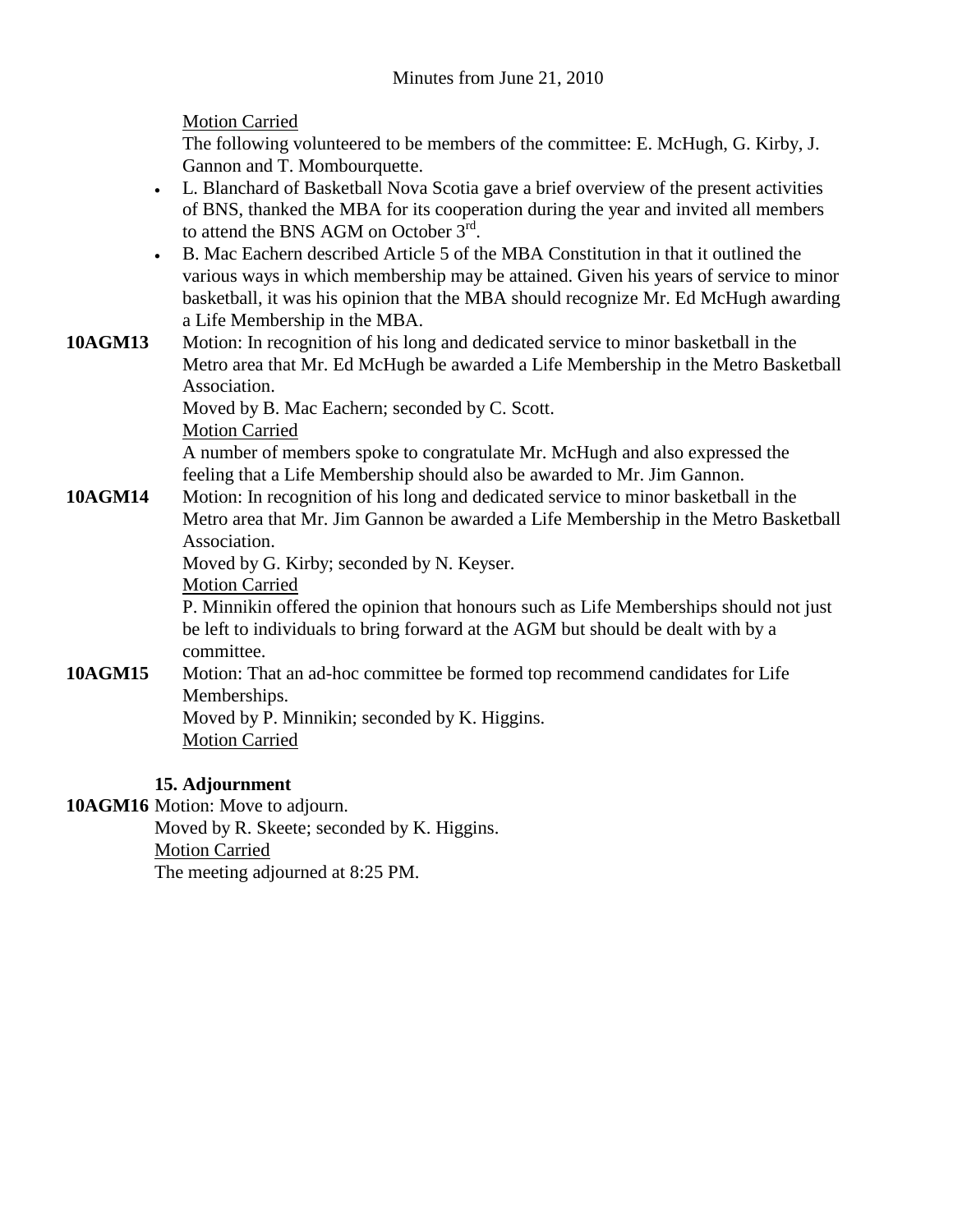Motion Carried

The following volunteered to be members of the committee: E. McHugh, G. Kirby, J. Gannon and T. Mombourquette.

- L. Blanchard of Basketball Nova Scotia gave a brief overview of the present activities of BNS, thanked the MBA for its cooperation during the year and invited all members to attend the BNS AGM on October 3rd.
- B. Mac Eachern described Article 5 of the MBA Constitution in that it outlined the various ways in which membership may be attained. Given his years of service to minor basketball, it was his opinion that the MBA should recognize Mr. Ed McHugh awarding a Life Membership in the MBA.

**10AGM13** Motion: In recognition of his long and dedicated service to minor basketball in the Metro area that Mr. Ed McHugh be awarded a Life Membership in the Metro Basketball Association.
Moved by B. Mac Eachern; seconded by C. Scott.
Motion Carried
A number of members spoke to congratulate Mr. McHugh and also expressed the feeling that a Life Membership should also be awarded to Mr. Jim Gannon.

**10AGM14** Motion: In recognition of his long and dedicated service to minor basketball in the Metro area that Mr. Jim Gannon be awarded a Life Membership in the Metro Basketball Association.
Moved by G. Kirby; seconded by N. Keyser.
Motion Carried
P. Minnikin offered the opinion that honours such as Life Memberships should not just be left to individuals to bring forward at the AGM but should be dealt with by a committee.

**10AGM15** Motion: That an ad-hoc committee be formed top recommend candidates for Life Memberships.
Moved by P. Minnikin; seconded by K. Higgins.
Motion Carried

**15. Adjournment**

**10AGM16** Motion: Move to adjourn.
Moved by R. Skeete; seconded by K. Higgins.
Motion Carried
The meeting adjourned at 8:25 PM.